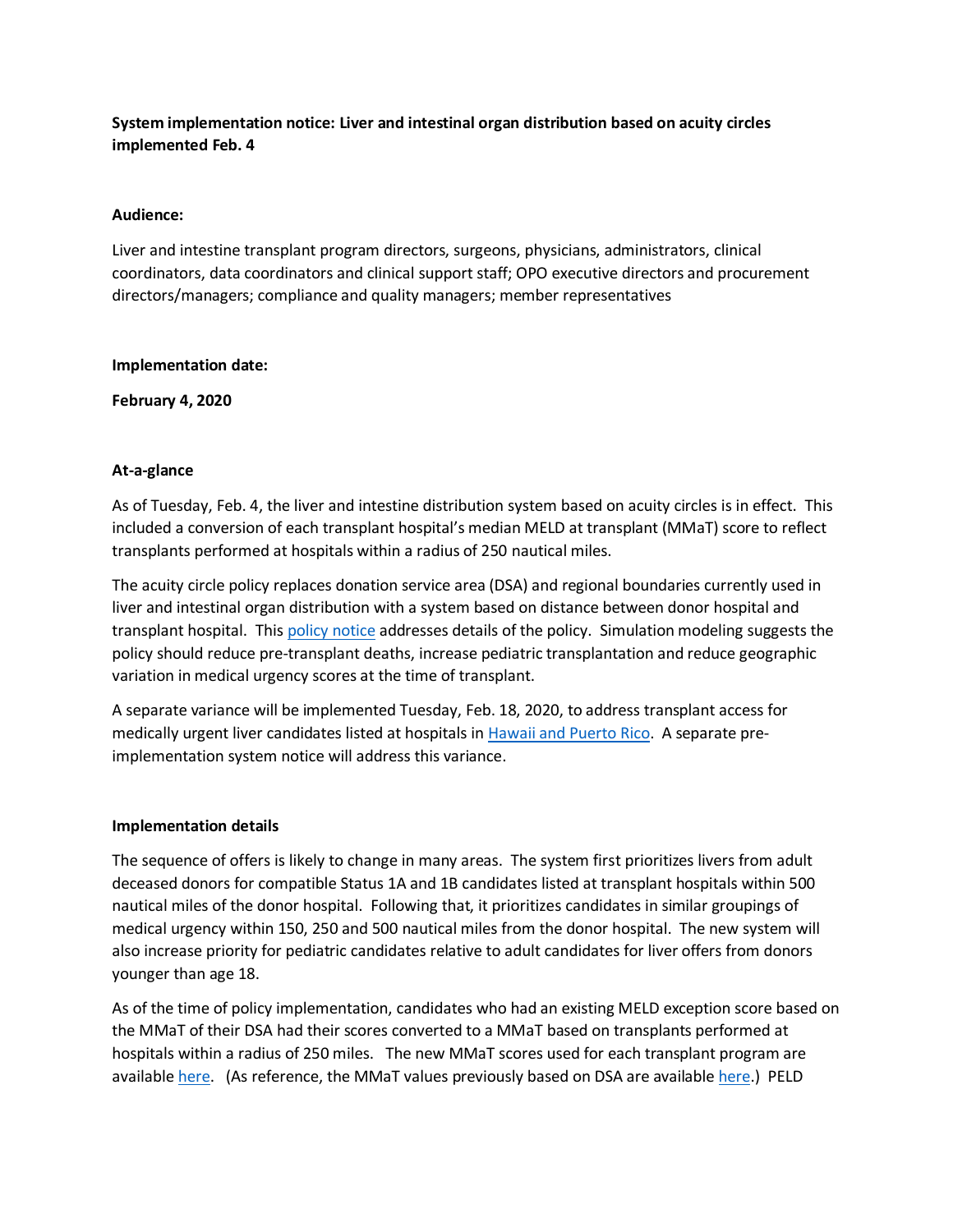**System implementation notice: Liver and intestinal organ distribution based on acuity circles implemented Feb. 4**

**Audience:**

Liver and intestine transplant program directors, surgeons, physicians, administrators, clinical coordinators, data coordinators and clinical support staff; OPO executive directors and procurement directors/managers; compliance and quality managers; member representatives

**Implementation date:**

**February 4, 2020**

**At-a-glance**

As of Tuesday, Feb. 4, the liver and intestine distribution system based on acuity circles is in effect. This included a conversion of each transplant hospital's median MELD at transplant (MMaT) score to reflect transplants performed at hospitals within a radius of 250 nautical miles.

The acuity circle policy replaces donation service area (DSA) and regional boundaries currently used in liver and intestinal organ distribution with a system based on distance between donor hospital and transplant hospital. This policy notice addresses details of the policy. Simulation modeling suggests the policy should reduce pre-transplant deaths, increase pediatric transplantation and reduce geographic variation in medical urgency scores at the time of transplant.

A separate variance will be implemented Tuesday, Feb. 18, 2020, to address transplant access for medically urgent liver candidates listed at hospitals in Hawaii and Puerto Rico. A separate pre-implementation system notice will address this variance.

**Implementation details**

The sequence of offers is likely to change in many areas. The system first prioritizes livers from adult deceased donors for compatible Status 1A and 1B candidates listed at transplant hospitals within 500 nautical miles of the donor hospital. Following that, it prioritizes candidates in similar groupings of medical urgency within 150, 250 and 500 nautical miles from the donor hospital. The new system will also increase priority for pediatric candidates relative to adult candidates for liver offers from donors younger than age 18.

As of the time of policy implementation, candidates who had an existing MELD exception score based on the MMaT of their DSA had their scores converted to a MMaT based on transplants performed at hospitals within a radius of 250 miles. The new MMaT scores used for each transplant program are available here. (As reference, the MMaT values previously based on DSA are available here.) PELD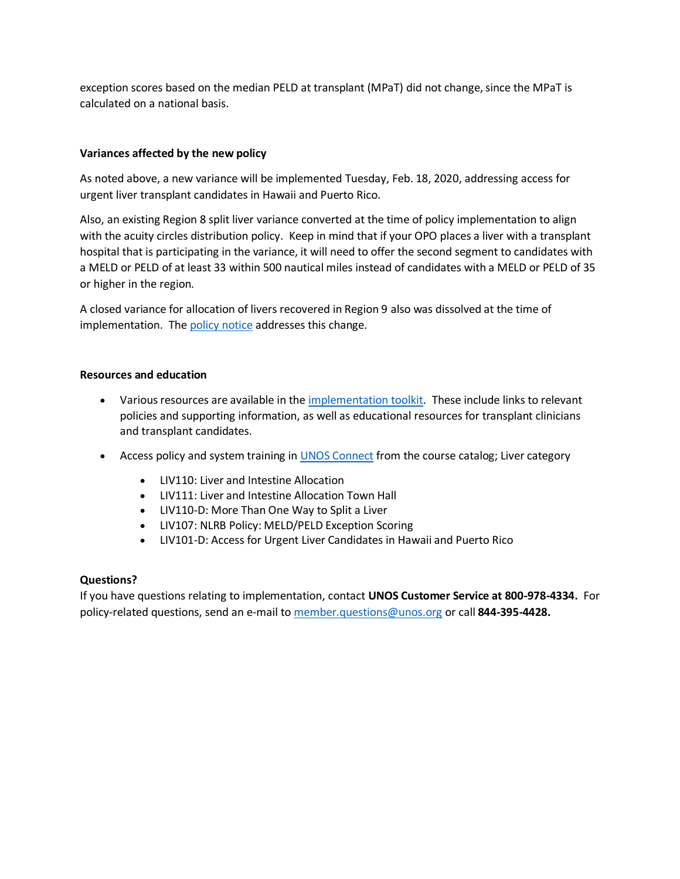exception scores based on the median PELD at transplant (MPaT) did not change, since the MPaT is calculated on a national basis.

**Variances affected by the new policy**

As noted above, a new variance will be implemented Tuesday, Feb. 18, 2020, addressing access for urgent liver transplant candidates in Hawaii and Puerto Rico.

Also, an existing Region 8 split liver variance converted at the time of policy implementation to align with the acuity circles distribution policy. Keep in mind that if your OPO places a liver with a transplant hospital that is participating in the variance, it will need to offer the second segment to candidates with a MELD or PELD of at least 33 within 500 nautical miles instead of candidates with a MELD or PELD of 35 or higher in the region.

A closed variance for allocation of livers recovered in Region 9 also was dissolved at the time of implementation. The policy notice addresses this change.

**Resources and education**

- Various resources are available in the implementation toolkit. These include links to relevant policies and supporting information, as well as educational resources for transplant clinicians and transplant candidates.
- Access policy and system training in UNOS Connect from the course catalog; Liver category
  - LIV110: Liver and Intestine Allocation
  - LIV111: Liver and Intestine Allocation Town Hall
  - LIV110-D: More Than One Way to Split a Liver
  - LIV107: NLRB Policy: MELD/PELD Exception Scoring
  - LIV101-D: Access for Urgent Liver Candidates in Hawaii and Puerto Rico

**Questions?**

If you have questions relating to implementation, contact **UNOS Customer Service at 800-978-4334.** For policy-related questions, send an e-mail to member.questions@unos.org or call **844-395-4428.**